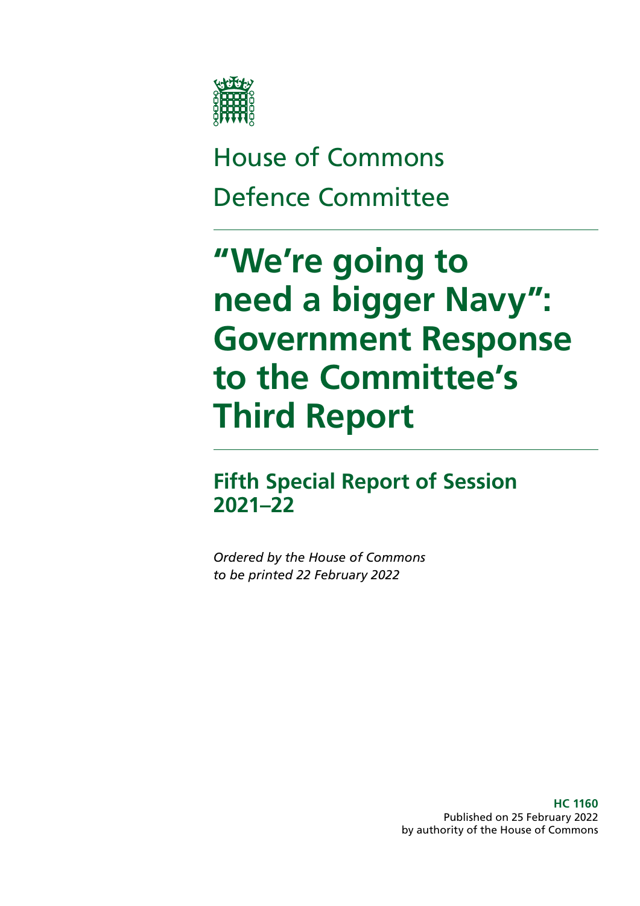House of Commons

Defence Committee

# "We're going to need a bigger Navy": Government Response to the Committee's Third Report

## Fifth Special Report of Session 2021–22

*Ordered by the House of Commons to be printed 22 February 2022*

**HC 1160**
Published on 25 February 2022
by authority of the House of Commons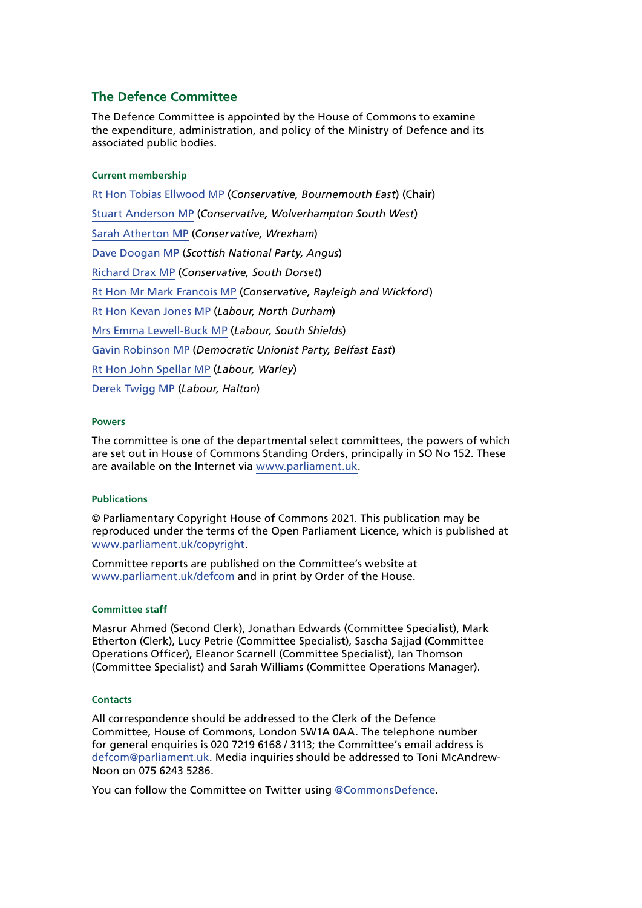## The Defence Committee

The Defence Committee is appointed by the House of Commons to examine the expenditure, administration, and policy of the Ministry of Defence and its associated public bodies.

### Current membership

Rt Hon Tobias Ellwood MP (*Conservative, Bournemouth East*) (Chair)

Stuart Anderson MP (*Conservative, Wolverhampton South West*)

Sarah Atherton MP (*Conservative, Wrexham*)

Dave Doogan MP (*Scottish National Party, Angus*)

Richard Drax MP (*Conservative, South Dorset*)

Rt Hon Mr Mark Francois MP (*Conservative, Rayleigh and Wickford*)

Rt Hon Kevan Jones MP (*Labour, North Durham*)

Mrs Emma Lewell-Buck MP (*Labour, South Shields*)

Gavin Robinson MP (*Democratic Unionist Party, Belfast East*)

Rt Hon John Spellar MP (*Labour, Warley*)

Derek Twigg MP (*Labour, Halton*)

### Powers

The committee is one of the departmental select committees, the powers of which are set out in House of Commons Standing Orders, principally in SO No 152. These are available on the Internet via www.parliament.uk.

### Publications

© Parliamentary Copyright House of Commons 2021. This publication may be reproduced under the terms of the Open Parliament Licence, which is published at www.parliament.uk/copyright.

Committee reports are published on the Committee's website at www.parliament.uk/defcom and in print by Order of the House.

### Committee staff

Masrur Ahmed (Second Clerk), Jonathan Edwards (Committee Specialist), Mark Etherton (Clerk), Lucy Petrie (Committee Specialist), Sascha Sajjad (Committee Operations Officer), Eleanor Scarnell (Committee Specialist), Ian Thomson (Committee Specialist) and Sarah Williams (Committee Operations Manager).

### Contacts

All correspondence should be addressed to the Clerk of the Defence Committee, House of Commons, London SW1A 0AA. The telephone number for general enquiries is 020 7219 6168 / 3113; the Committee's email address is defcom@parliament.uk. Media inquiries should be addressed to Toni McAndrew-Noon on 075 6243 5286.

You can follow the Committee on Twitter using @CommonsDefence.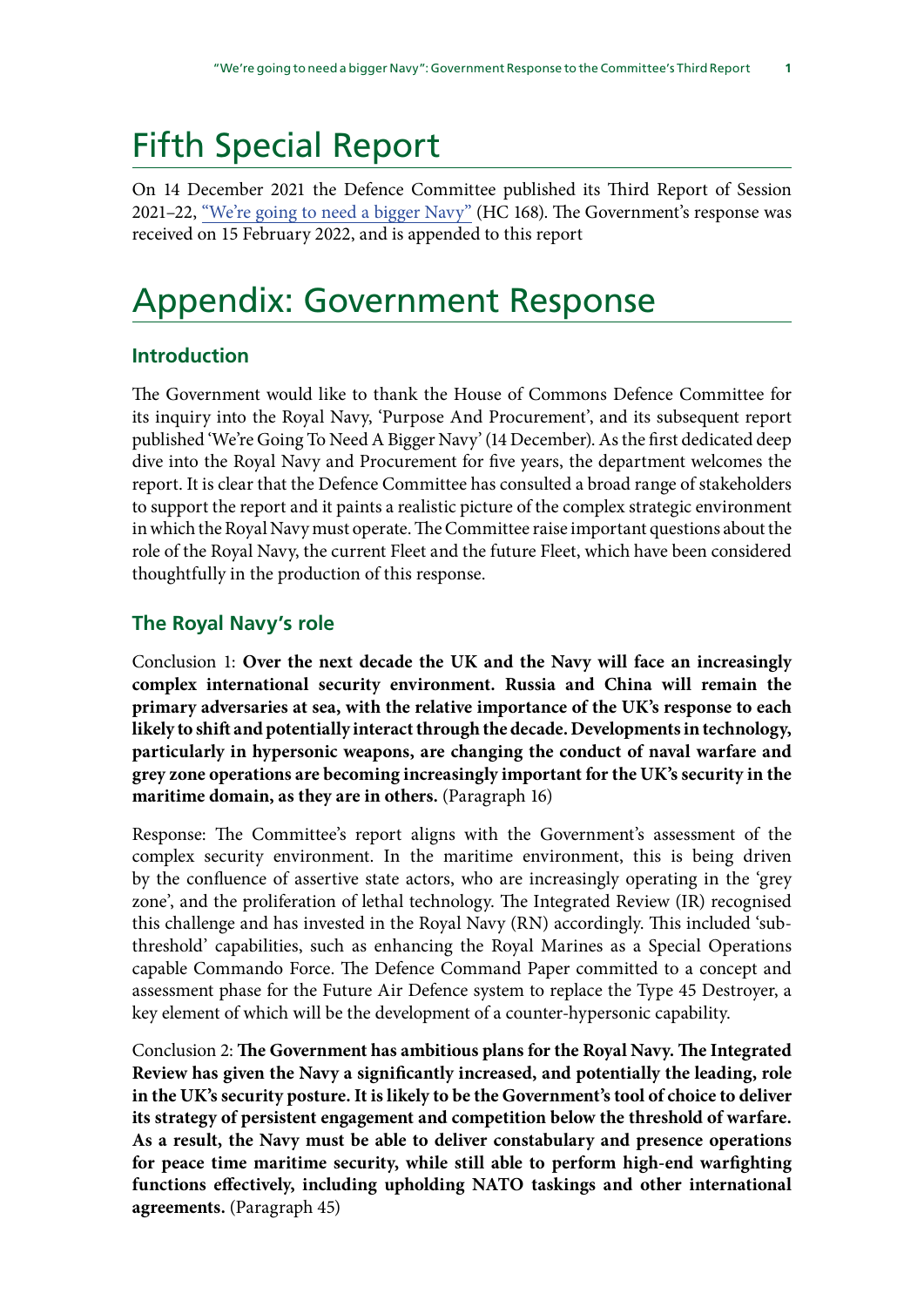# Fifth Special Report

On 14 December 2021 the Defence Committee published its Third Report of Session 2021–22, "We're going to need a bigger Navy" (HC 168). The Government's response was received on 15 February 2022, and is appended to this report

# Appendix: Government Response

## Introduction

The Government would like to thank the House of Commons Defence Committee for its inquiry into the Royal Navy, 'Purpose And Procurement', and its subsequent report published 'We're Going To Need A Bigger Navy' (14 December). As the first dedicated deep dive into the Royal Navy and Procurement for five years, the department welcomes the report. It is clear that the Defence Committee has consulted a broad range of stakeholders to support the report and it paints a realistic picture of the complex strategic environment in which the Royal Navy must operate. The Committee raise important questions about the role of the Royal Navy, the current Fleet and the future Fleet, which have been considered thoughtfully in the production of this response.

## The Royal Navy's role

Conclusion 1: **Over the next decade the UK and the Navy will face an increasingly complex international security environment. Russia and China will remain the primary adversaries at sea, with the relative importance of the UK's response to each likely to shift and potentially interact through the decade. Developments in technology, particularly in hypersonic weapons, are changing the conduct of naval warfare and grey zone operations are becoming increasingly important for the UK's security in the maritime domain, as they are in others.** (Paragraph 16)

Response: The Committee's report aligns with the Government's assessment of the complex security environment. In the maritime environment, this is being driven by the confluence of assertive state actors, who are increasingly operating in the 'grey zone', and the proliferation of lethal technology. The Integrated Review (IR) recognised this challenge and has invested in the Royal Navy (RN) accordingly. This included 'sub-threshold' capabilities, such as enhancing the Royal Marines as a Special Operations capable Commando Force. The Defence Command Paper committed to a concept and assessment phase for the Future Air Defence system to replace the Type 45 Destroyer, a key element of which will be the development of a counter-hypersonic capability.

Conclusion 2: **The Government has ambitious plans for the Royal Navy. The Integrated Review has given the Navy a significantly increased, and potentially the leading, role in the UK's security posture. It is likely to be the Government's tool of choice to deliver its strategy of persistent engagement and competition below the threshold of warfare. As a result, the Navy must be able to deliver constabulary and presence operations for peace time maritime security, while still able to perform high-end warfighting functions effectively, including upholding NATO taskings and other international agreements.** (Paragraph 45)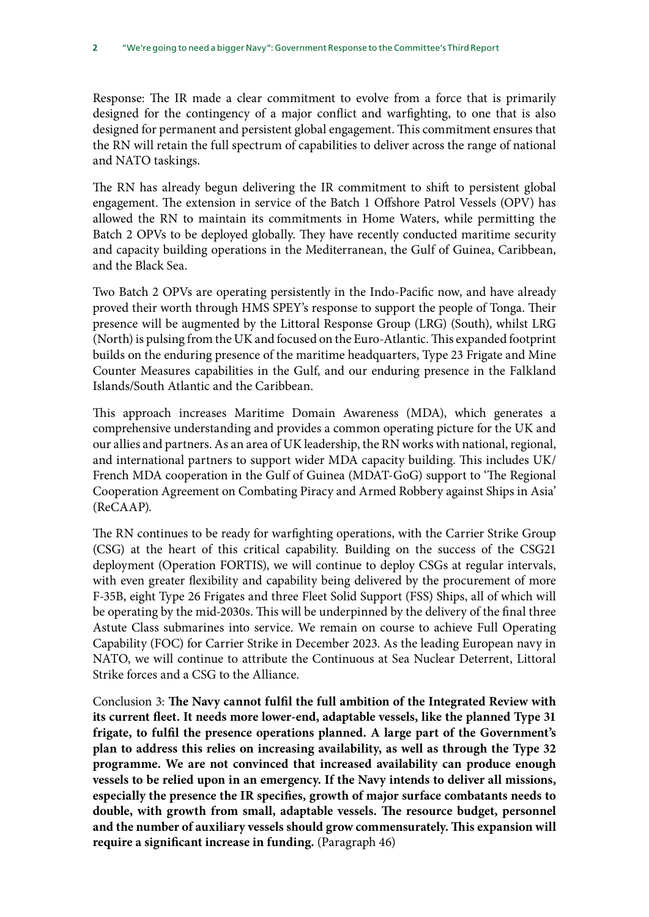Response: The IR made a clear commitment to evolve from a force that is primarily designed for the contingency of a major conflict and warfighting, to one that is also designed for permanent and persistent global engagement. This commitment ensures that the RN will retain the full spectrum of capabilities to deliver across the range of national and NATO taskings.

The RN has already begun delivering the IR commitment to shift to persistent global engagement. The extension in service of the Batch 1 Offshore Patrol Vessels (OPV) has allowed the RN to maintain its commitments in Home Waters, while permitting the Batch 2 OPVs to be deployed globally. They have recently conducted maritime security and capacity building operations in the Mediterranean, the Gulf of Guinea, Caribbean, and the Black Sea.

Two Batch 2 OPVs are operating persistently in the Indo-Pacific now, and have already proved their worth through HMS SPEY's response to support the people of Tonga. Their presence will be augmented by the Littoral Response Group (LRG) (South), whilst LRG (North) is pulsing from the UK and focused on the Euro-Atlantic. This expanded footprint builds on the enduring presence of the maritime headquarters, Type 23 Frigate and Mine Counter Measures capabilities in the Gulf, and our enduring presence in the Falkland Islands/South Atlantic and the Caribbean.

This approach increases Maritime Domain Awareness (MDA), which generates a comprehensive understanding and provides a common operating picture for the UK and our allies and partners. As an area of UK leadership, the RN works with national, regional, and international partners to support wider MDA capacity building. This includes UK/French MDA cooperation in the Gulf of Guinea (MDAT-GoG) support to 'The Regional Cooperation Agreement on Combating Piracy and Armed Robbery against Ships in Asia' (ReCAAP).

The RN continues to be ready for warfighting operations, with the Carrier Strike Group (CSG) at the heart of this critical capability. Building on the success of the CSG21 deployment (Operation FORTIS), we will continue to deploy CSGs at regular intervals, with even greater flexibility and capability being delivered by the procurement of more F-35B, eight Type 26 Frigates and three Fleet Solid Support (FSS) Ships, all of which will be operating by the mid-2030s. This will be underpinned by the delivery of the final three Astute Class submarines into service. We remain on course to achieve Full Operating Capability (FOC) for Carrier Strike in December 2023. As the leading European navy in NATO, we will continue to attribute the Continuous at Sea Nuclear Deterrent, Littoral Strike forces and a CSG to the Alliance.

Conclusion 3: **The Navy cannot fulfil the full ambition of the Integrated Review with its current fleet. It needs more lower-end, adaptable vessels, like the planned Type 31 frigate, to fulfil the presence operations planned. A large part of the Government's plan to address this relies on increasing availability, as well as through the Type 32 programme. We are not convinced that increased availability can produce enough vessels to be relied upon in an emergency. If the Navy intends to deliver all missions, especially the presence the IR specifies, growth of major surface combatants needs to double, with growth from small, adaptable vessels. The resource budget, personnel and the number of auxiliary vessels should grow commensurately. This expansion will require a significant increase in funding.** (Paragraph 46)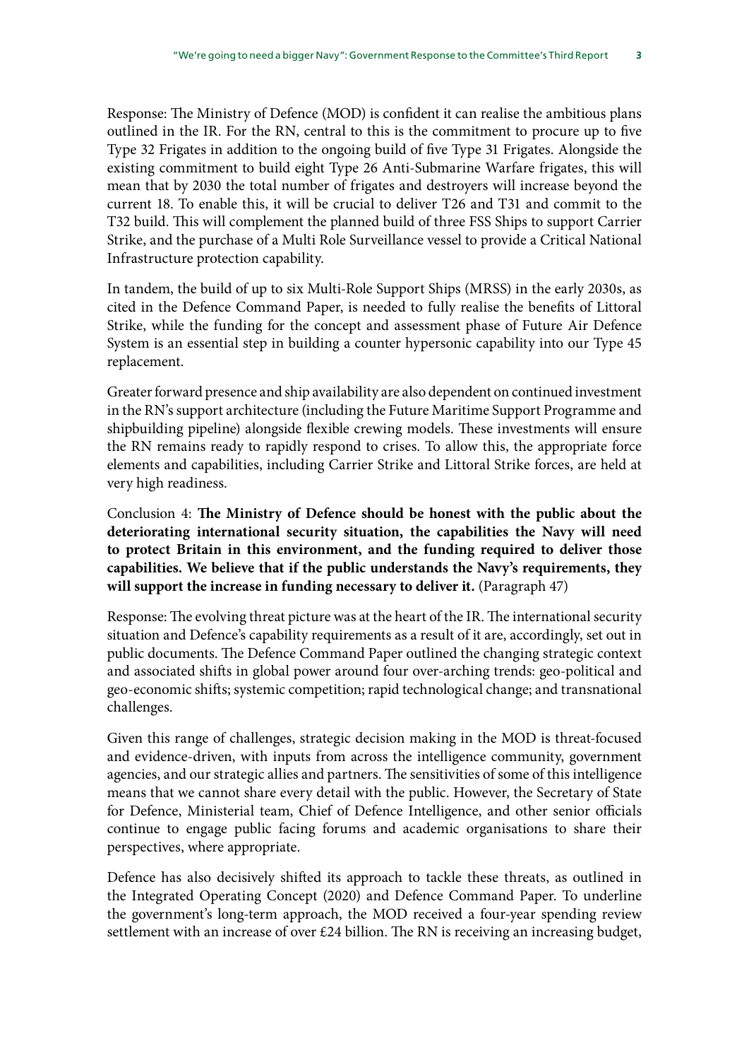Response: The Ministry of Defence (MOD) is confident it can realise the ambitious plans outlined in the IR. For the RN, central to this is the commitment to procure up to five Type 32 Frigates in addition to the ongoing build of five Type 31 Frigates. Alongside the existing commitment to build eight Type 26 Anti-Submarine Warfare frigates, this will mean that by 2030 the total number of frigates and destroyers will increase beyond the current 18. To enable this, it will be crucial to deliver T26 and T31 and commit to the T32 build. This will complement the planned build of three FSS Ships to support Carrier Strike, and the purchase of a Multi Role Surveillance vessel to provide a Critical National Infrastructure protection capability.

In tandem, the build of up to six Multi-Role Support Ships (MRSS) in the early 2030s, as cited in the Defence Command Paper, is needed to fully realise the benefits of Littoral Strike, while the funding for the concept and assessment phase of Future Air Defence System is an essential step in building a counter hypersonic capability into our Type 45 replacement.

Greater forward presence and ship availability are also dependent on continued investment in the RN's support architecture (including the Future Maritime Support Programme and shipbuilding pipeline) alongside flexible crewing models. These investments will ensure the RN remains ready to rapidly respond to crises. To allow this, the appropriate force elements and capabilities, including Carrier Strike and Littoral Strike forces, are held at very high readiness.

Conclusion 4: **The Ministry of Defence should be honest with the public about the deteriorating international security situation, the capabilities the Navy will need to protect Britain in this environment, and the funding required to deliver those capabilities. We believe that if the public understands the Navy's requirements, they will support the increase in funding necessary to deliver it.** (Paragraph 47)

Response: The evolving threat picture was at the heart of the IR. The international security situation and Defence's capability requirements as a result of it are, accordingly, set out in public documents. The Defence Command Paper outlined the changing strategic context and associated shifts in global power around four over-arching trends: geo-political and geo-economic shifts; systemic competition; rapid technological change; and transnational challenges.

Given this range of challenges, strategic decision making in the MOD is threat-focused and evidence-driven, with inputs from across the intelligence community, government agencies, and our strategic allies and partners. The sensitivities of some of this intelligence means that we cannot share every detail with the public. However, the Secretary of State for Defence, Ministerial team, Chief of Defence Intelligence, and other senior officials continue to engage public facing forums and academic organisations to share their perspectives, where appropriate.

Defence has also decisively shifted its approach to tackle these threats, as outlined in the Integrated Operating Concept (2020) and Defence Command Paper. To underline the government's long-term approach, the MOD received a four-year spending review settlement with an increase of over £24 billion. The RN is receiving an increasing budget,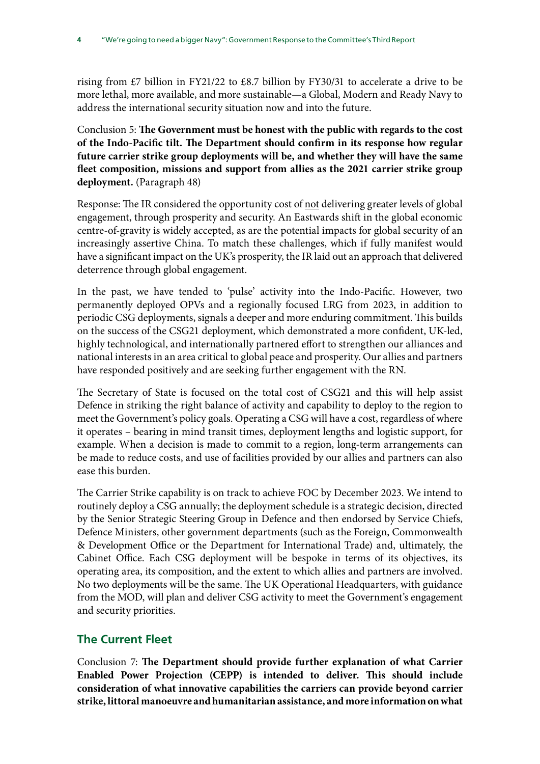rising from £7 billion in FY21/22 to £8.7 billion by FY30/31 to accelerate a drive to be more lethal, more available, and more sustainable—a Global, Modern and Ready Navy to address the international security situation now and into the future.

Conclusion 5: **The Government must be honest with the public with regards to the cost of the Indo-Pacific tilt. The Department should confirm in its response how regular future carrier strike group deployments will be, and whether they will have the same fleet composition, missions and support from allies as the 2021 carrier strike group deployment.** (Paragraph 48)

Response: The IR considered the opportunity cost of <u>not</u> delivering greater levels of global engagement, through prosperity and security. An Eastwards shift in the global economic centre-of-gravity is widely accepted, as are the potential impacts for global security of an increasingly assertive China. To match these challenges, which if fully manifest would have a significant impact on the UK's prosperity, the IR laid out an approach that delivered deterrence through global engagement.

In the past, we have tended to 'pulse' activity into the Indo-Pacific. However, two permanently deployed OPVs and a regionally focused LRG from 2023, in addition to periodic CSG deployments, signals a deeper and more enduring commitment. This builds on the success of the CSG21 deployment, which demonstrated a more confident, UK-led, highly technological, and internationally partnered effort to strengthen our alliances and national interests in an area critical to global peace and prosperity. Our allies and partners have responded positively and are seeking further engagement with the RN.

The Secretary of State is focused on the total cost of CSG21 and this will help assist Defence in striking the right balance of activity and capability to deploy to the region to meet the Government's policy goals. Operating a CSG will have a cost, regardless of where it operates – bearing in mind transit times, deployment lengths and logistic support, for example. When a decision is made to commit to a region, long-term arrangements can be made to reduce costs, and use of facilities provided by our allies and partners can also ease this burden.

The Carrier Strike capability is on track to achieve FOC by December 2023. We intend to routinely deploy a CSG annually; the deployment schedule is a strategic decision, directed by the Senior Strategic Steering Group in Defence and then endorsed by Service Chiefs, Defence Ministers, other government departments (such as the Foreign, Commonwealth & Development Office or the Department for International Trade) and, ultimately, the Cabinet Office. Each CSG deployment will be bespoke in terms of its objectives, its operating area, its composition, and the extent to which allies and partners are involved. No two deployments will be the same. The UK Operational Headquarters, with guidance from the MOD, will plan and deliver CSG activity to meet the Government's engagement and security priorities.

## The Current Fleet

Conclusion 7: **The Department should provide further explanation of what Carrier Enabled Power Projection (CEPP) is intended to deliver. This should include consideration of what innovative capabilities the carriers can provide beyond carrier strike, littoral manoeuvre and humanitarian assistance, and more information on what**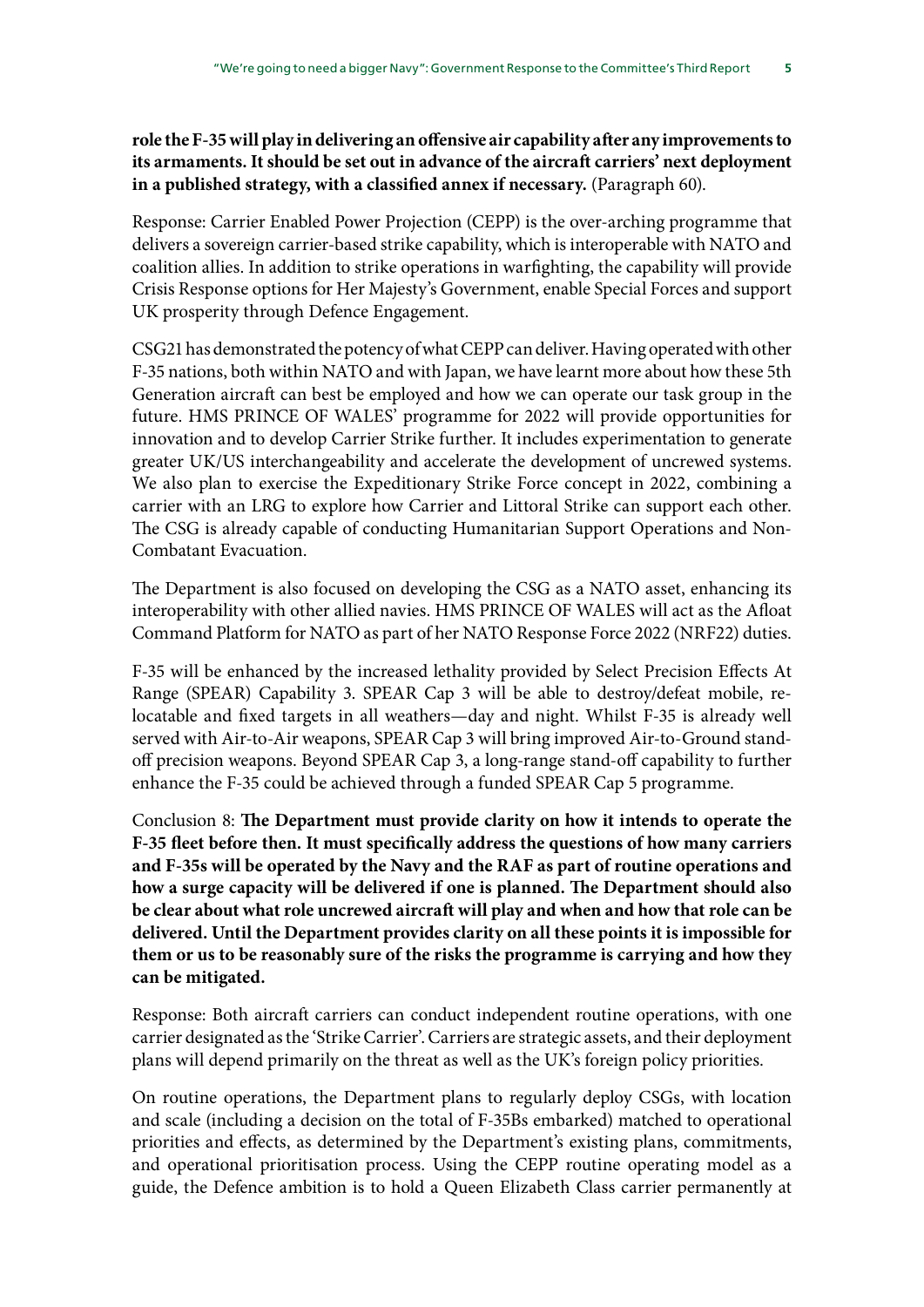**role the F-35 will play in delivering an offensive air capability after any improvements to its armaments. It should be set out in advance of the aircraft carriers' next deployment in a published strategy, with a classified annex if necessary.** (Paragraph 60).

Response: Carrier Enabled Power Projection (CEPP) is the over-arching programme that delivers a sovereign carrier-based strike capability, which is interoperable with NATO and coalition allies. In addition to strike operations in warfighting, the capability will provide Crisis Response options for Her Majesty's Government, enable Special Forces and support UK prosperity through Defence Engagement.

CSG21 has demonstrated the potency of what CEPP can deliver. Having operated with other F-35 nations, both within NATO and with Japan, we have learnt more about how these 5th Generation aircraft can best be employed and how we can operate our task group in the future. HMS PRINCE OF WALES' programme for 2022 will provide opportunities for innovation and to develop Carrier Strike further. It includes experimentation to generate greater UK/US interchangeability and accelerate the development of uncrewed systems. We also plan to exercise the Expeditionary Strike Force concept in 2022, combining a carrier with an LRG to explore how Carrier and Littoral Strike can support each other. The CSG is already capable of conducting Humanitarian Support Operations and Non-Combatant Evacuation.

The Department is also focused on developing the CSG as a NATO asset, enhancing its interoperability with other allied navies. HMS PRINCE OF WALES will act as the Afloat Command Platform for NATO as part of her NATO Response Force 2022 (NRF22) duties.

F-35 will be enhanced by the increased lethality provided by Select Precision Effects At Range (SPEAR) Capability 3. SPEAR Cap 3 will be able to destroy/defeat mobile, re-locatable and fixed targets in all weathers—day and night. Whilst F-35 is already well served with Air-to-Air weapons, SPEAR Cap 3 will bring improved Air-to-Ground stand-off precision weapons. Beyond SPEAR Cap 3, a long-range stand-off capability to further enhance the F-35 could be achieved through a funded SPEAR Cap 5 programme.

Conclusion 8: **The Department must provide clarity on how it intends to operate the F-35 fleet before then. It must specifically address the questions of how many carriers and F-35s will be operated by the Navy and the RAF as part of routine operations and how a surge capacity will be delivered if one is planned. The Department should also be clear about what role uncrewed aircraft will play and when and how that role can be delivered. Until the Department provides clarity on all these points it is impossible for them or us to be reasonably sure of the risks the programme is carrying and how they can be mitigated.**

Response: Both aircraft carriers can conduct independent routine operations, with one carrier designated as the 'Strike Carrier'. Carriers are strategic assets, and their deployment plans will depend primarily on the threat as well as the UK's foreign policy priorities.

On routine operations, the Department plans to regularly deploy CSGs, with location and scale (including a decision on the total of F-35Bs embarked) matched to operational priorities and effects, as determined by the Department's existing plans, commitments, and operational prioritisation process. Using the CEPP routine operating model as a guide, the Defence ambition is to hold a Queen Elizabeth Class carrier permanently at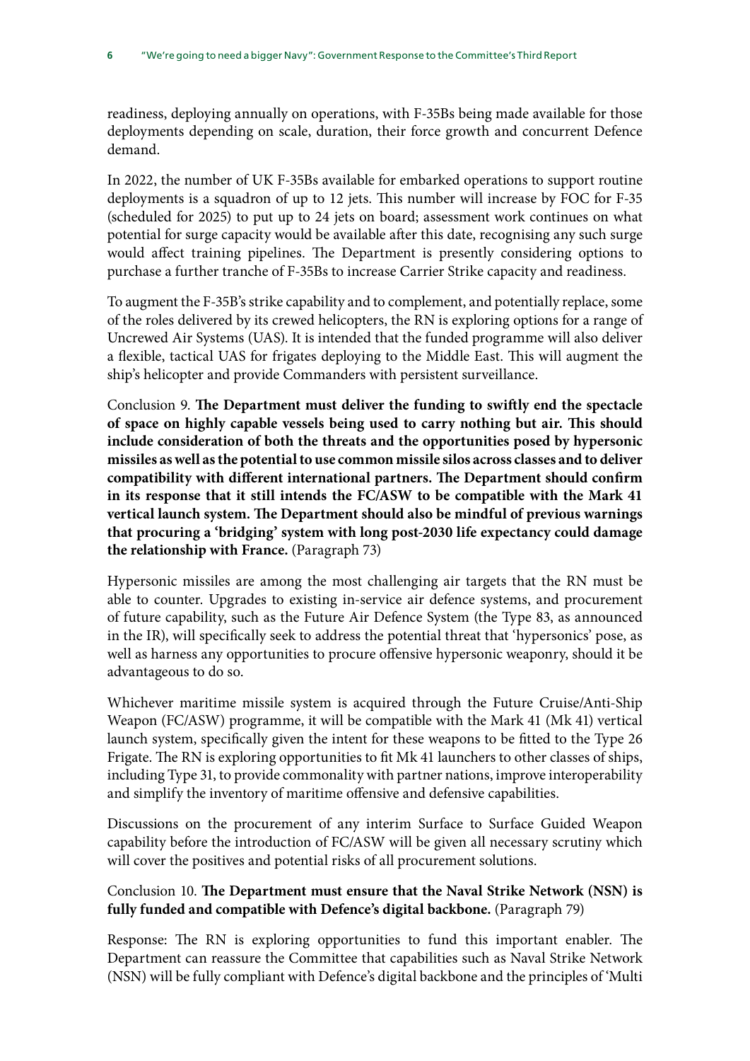readiness, deploying annually on operations, with F-35Bs being made available for those deployments depending on scale, duration, their force growth and concurrent Defence demand.

In 2022, the number of UK F-35Bs available for embarked operations to support routine deployments is a squadron of up to 12 jets. This number will increase by FOC for F-35 (scheduled for 2025) to put up to 24 jets on board; assessment work continues on what potential for surge capacity would be available after this date, recognising any such surge would affect training pipelines. The Department is presently considering options to purchase a further tranche of F-35Bs to increase Carrier Strike capacity and readiness.

To augment the F-35B's strike capability and to complement, and potentially replace, some of the roles delivered by its crewed helicopters, the RN is exploring options for a range of Uncrewed Air Systems (UAS). It is intended that the funded programme will also deliver a flexible, tactical UAS for frigates deploying to the Middle East. This will augment the ship's helicopter and provide Commanders with persistent surveillance.

Conclusion 9. **The Department must deliver the funding to swiftly end the spectacle of space on highly capable vessels being used to carry nothing but air. This should include consideration of both the threats and the opportunities posed by hypersonic missiles as well as the potential to use common missile silos across classes and to deliver compatibility with different international partners. The Department should confirm in its response that it still intends the FC/ASW to be compatible with the Mark 41 vertical launch system. The Department should also be mindful of previous warnings that procuring a 'bridging' system with long post-2030 life expectancy could damage the relationship with France.** (Paragraph 73)

Hypersonic missiles are among the most challenging air targets that the RN must be able to counter. Upgrades to existing in-service air defence systems, and procurement of future capability, such as the Future Air Defence System (the Type 83, as announced in the IR), will specifically seek to address the potential threat that 'hypersonics' pose, as well as harness any opportunities to procure offensive hypersonic weaponry, should it be advantageous to do so.

Whichever maritime missile system is acquired through the Future Cruise/Anti-Ship Weapon (FC/ASW) programme, it will be compatible with the Mark 41 (Mk 41) vertical launch system, specifically given the intent for these weapons to be fitted to the Type 26 Frigate. The RN is exploring opportunities to fit Mk 41 launchers to other classes of ships, including Type 31, to provide commonality with partner nations, improve interoperability and simplify the inventory of maritime offensive and defensive capabilities.

Discussions on the procurement of any interim Surface to Surface Guided Weapon capability before the introduction of FC/ASW will be given all necessary scrutiny which will cover the positives and potential risks of all procurement solutions.

Conclusion 10. **The Department must ensure that the Naval Strike Network (NSN) is fully funded and compatible with Defence's digital backbone.** (Paragraph 79)

Response: The RN is exploring opportunities to fund this important enabler. The Department can reassure the Committee that capabilities such as Naval Strike Network (NSN) will be fully compliant with Defence's digital backbone and the principles of 'Multi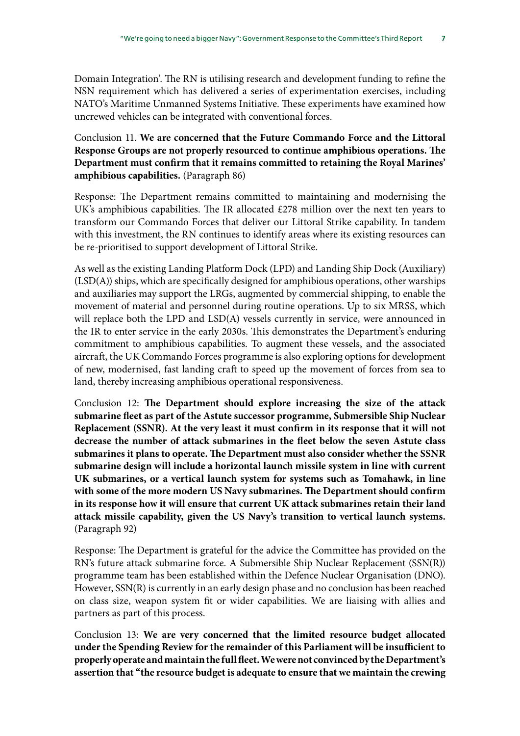Domain Integration'. The RN is utilising research and development funding to refine the NSN requirement which has delivered a series of experimentation exercises, including NATO's Maritime Unmanned Systems Initiative. These experiments have examined how uncrewed vehicles can be integrated with conventional forces.

Conclusion 11. **We are concerned that the Future Commando Force and the Littoral Response Groups are not properly resourced to continue amphibious operations. The Department must confirm that it remains committed to retaining the Royal Marines' amphibious capabilities.** (Paragraph 86)

Response: The Department remains committed to maintaining and modernising the UK's amphibious capabilities. The IR allocated £278 million over the next ten years to transform our Commando Forces that deliver our Littoral Strike capability. In tandem with this investment, the RN continues to identify areas where its existing resources can be re-prioritised to support development of Littoral Strike.

As well as the existing Landing Platform Dock (LPD) and Landing Ship Dock (Auxiliary) (LSD(A)) ships, which are specifically designed for amphibious operations, other warships and auxiliaries may support the LRGs, augmented by commercial shipping, to enable the movement of material and personnel during routine operations. Up to six MRSS, which will replace both the LPD and LSD(A) vessels currently in service, were announced in the IR to enter service in the early 2030s. This demonstrates the Department's enduring commitment to amphibious capabilities. To augment these vessels, and the associated aircraft, the UK Commando Forces programme is also exploring options for development of new, modernised, fast landing craft to speed up the movement of forces from sea to land, thereby increasing amphibious operational responsiveness.

Conclusion 12: **The Department should explore increasing the size of the attack submarine fleet as part of the Astute successor programme, Submersible Ship Nuclear Replacement (SSNR). At the very least it must confirm in its response that it will not decrease the number of attack submarines in the fleet below the seven Astute class submarines it plans to operate. The Department must also consider whether the SSNR submarine design will include a horizontal launch missile system in line with current UK submarines, or a vertical launch system for systems such as Tomahawk, in line with some of the more modern US Navy submarines. The Department should confirm in its response how it will ensure that current UK attack submarines retain their land attack missile capability, given the US Navy's transition to vertical launch systems.** (Paragraph 92)

Response: The Department is grateful for the advice the Committee has provided on the RN's future attack submarine force. A Submersible Ship Nuclear Replacement (SSN(R)) programme team has been established within the Defence Nuclear Organisation (DNO). However, SSN(R) is currently in an early design phase and no conclusion has been reached on class size, weapon system fit or wider capabilities. We are liaising with allies and partners as part of this process.

Conclusion 13: **We are very concerned that the limited resource budget allocated under the Spending Review for the remainder of this Parliament will be insufficient to properly operate and maintain the full fleet. We were not convinced by the Department's assertion that "the resource budget is adequate to ensure that we maintain the crewing**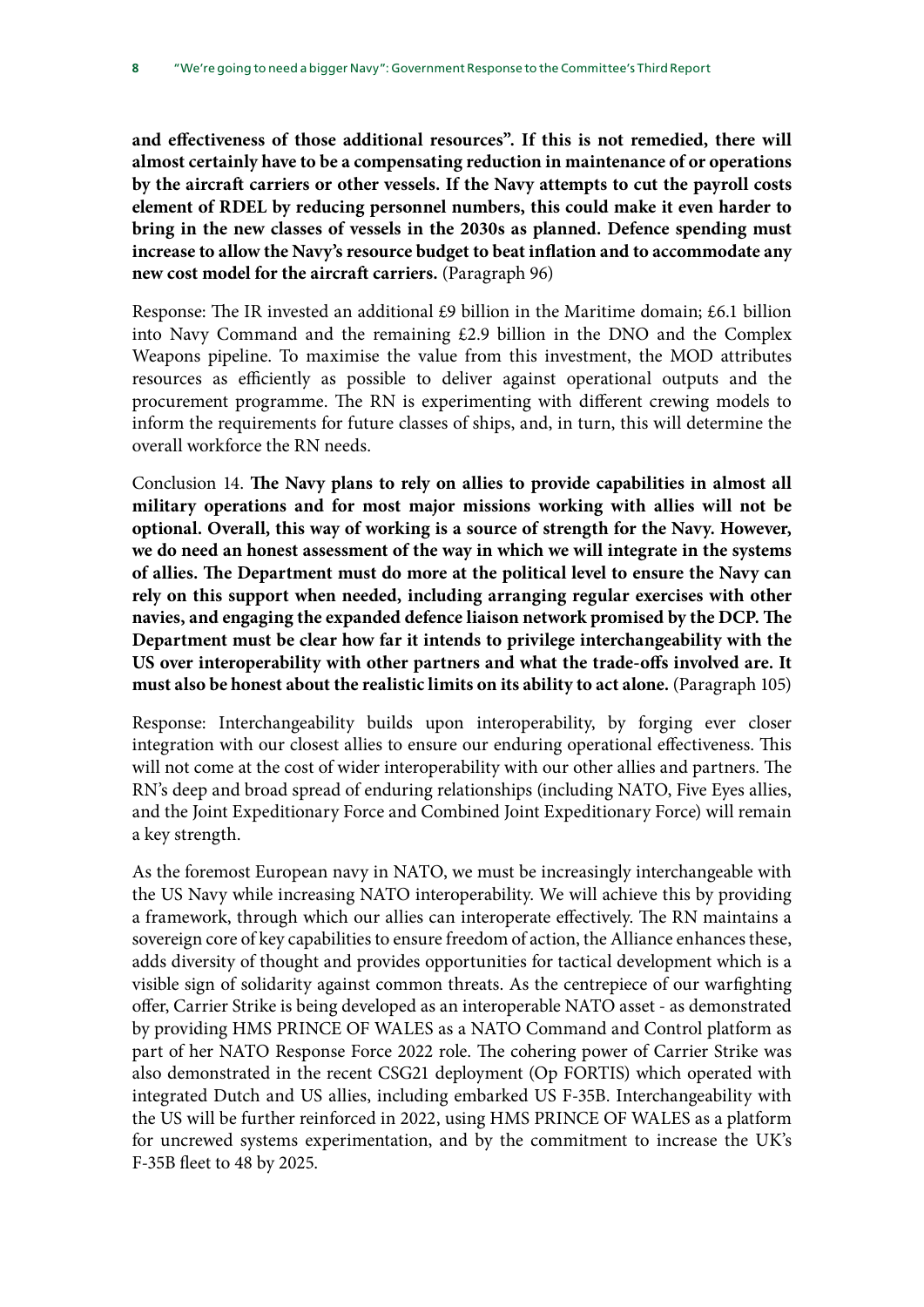**and effectiveness of those additional resources". If this is not remedied, there will almost certainly have to be a compensating reduction in maintenance of or operations by the aircraft carriers or other vessels. If the Navy attempts to cut the payroll costs element of RDEL by reducing personnel numbers, this could make it even harder to bring in the new classes of vessels in the 2030s as planned. Defence spending must increase to allow the Navy's resource budget to beat inflation and to accommodate any new cost model for the aircraft carriers.** (Paragraph 96)

Response: The IR invested an additional £9 billion in the Maritime domain; £6.1 billion into Navy Command and the remaining £2.9 billion in the DNO and the Complex Weapons pipeline. To maximise the value from this investment, the MOD attributes resources as efficiently as possible to deliver against operational outputs and the procurement programme. The RN is experimenting with different crewing models to inform the requirements for future classes of ships, and, in turn, this will determine the overall workforce the RN needs.

Conclusion 14. **The Navy plans to rely on allies to provide capabilities in almost all military operations and for most major missions working with allies will not be optional. Overall, this way of working is a source of strength for the Navy. However, we do need an honest assessment of the way in which we will integrate in the systems of allies. The Department must do more at the political level to ensure the Navy can rely on this support when needed, including arranging regular exercises with other navies, and engaging the expanded defence liaison network promised by the DCP. The Department must be clear how far it intends to privilege interchangeability with the US over interoperability with other partners and what the trade-offs involved are. It must also be honest about the realistic limits on its ability to act alone.** (Paragraph 105)

Response: Interchangeability builds upon interoperability, by forging ever closer integration with our closest allies to ensure our enduring operational effectiveness. This will not come at the cost of wider interoperability with our other allies and partners. The RN's deep and broad spread of enduring relationships (including NATO, Five Eyes allies, and the Joint Expeditionary Force and Combined Joint Expeditionary Force) will remain a key strength.

As the foremost European navy in NATO, we must be increasingly interchangeable with the US Navy while increasing NATO interoperability. We will achieve this by providing a framework, through which our allies can interoperate effectively. The RN maintains a sovereign core of key capabilities to ensure freedom of action, the Alliance enhances these, adds diversity of thought and provides opportunities for tactical development which is a visible sign of solidarity against common threats. As the centrepiece of our warfighting offer, Carrier Strike is being developed as an interoperable NATO asset - as demonstrated by providing HMS PRINCE OF WALES as a NATO Command and Control platform as part of her NATO Response Force 2022 role. The cohering power of Carrier Strike was also demonstrated in the recent CSG21 deployment (Op FORTIS) which operated with integrated Dutch and US allies, including embarked US F-35B. Interchangeability with the US will be further reinforced in 2022, using HMS PRINCE OF WALES as a platform for uncrewed systems experimentation, and by the commitment to increase the UK's F-35B fleet to 48 by 2025.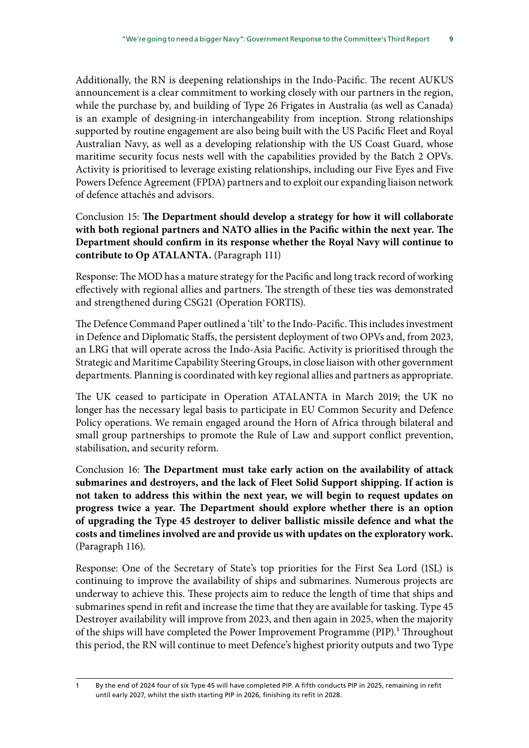Additionally, the RN is deepening relationships in the Indo-Pacific. The recent AUKUS announcement is a clear commitment to working closely with our partners in the region, while the purchase by, and building of Type 26 Frigates in Australia (as well as Canada) is an example of designing-in interchangeability from inception. Strong relationships supported by routine engagement are also being built with the US Pacific Fleet and Royal Australian Navy, as well as a developing relationship with the US Coast Guard, whose maritime security focus nests well with the capabilities provided by the Batch 2 OPVs. Activity is prioritised to leverage existing relationships, including our Five Eyes and Five Powers Defence Agreement (FPDA) partners and to exploit our expanding liaison network of defence attachés and advisors.

Conclusion 15: **The Department should develop a strategy for how it will collaborate with both regional partners and NATO allies in the Pacific within the next year. The Department should confirm in its response whether the Royal Navy will continue to contribute to Op ATALANTA.** (Paragraph 111)

Response: The MOD has a mature strategy for the Pacific and long track record of working effectively with regional allies and partners. The strength of these ties was demonstrated and strengthened during CSG21 (Operation FORTIS).

The Defence Command Paper outlined a 'tilt' to the Indo-Pacific. This includes investment in Defence and Diplomatic Staffs, the persistent deployment of two OPVs and, from 2023, an LRG that will operate across the Indo-Asia Pacific. Activity is prioritised through the Strategic and Maritime Capability Steering Groups, in close liaison with other government departments. Planning is coordinated with key regional allies and partners as appropriate.

The UK ceased to participate in Operation ATALANTA in March 2019; the UK no longer has the necessary legal basis to participate in EU Common Security and Defence Policy operations. We remain engaged around the Horn of Africa through bilateral and small group partnerships to promote the Rule of Law and support conflict prevention, stabilisation, and security reform.

Conclusion 16: **The Department must take early action on the availability of attack submarines and destroyers, and the lack of Fleet Solid Support shipping. If action is not taken to address this within the next year, we will begin to request updates on progress twice a year. The Department should explore whether there is an option of upgrading the Type 45 destroyer to deliver ballistic missile defence and what the costs and timelines involved are and provide us with updates on the exploratory work.** (Paragraph 116).

Response: One of the Secretary of State's top priorities for the First Sea Lord (1SL) is continuing to improve the availability of ships and submarines. Numerous projects are underway to achieve this. These projects aim to reduce the length of time that ships and submarines spend in refit and increase the time that they are available for tasking. Type 45 Destroyer availability will improve from 2023, and then again in 2025, when the majority of the ships will have completed the Power Improvement Programme (PIP).[1] Throughout this period, the RN will continue to meet Defence's highest priority outputs and two Type

[1] By the end of 2024 four of six Type 45 will have completed PIP. A fifth conducts PIP in 2025, remaining in refit until early 2027, whilst the sixth starting PIP in 2026, finishing its refit in 2028.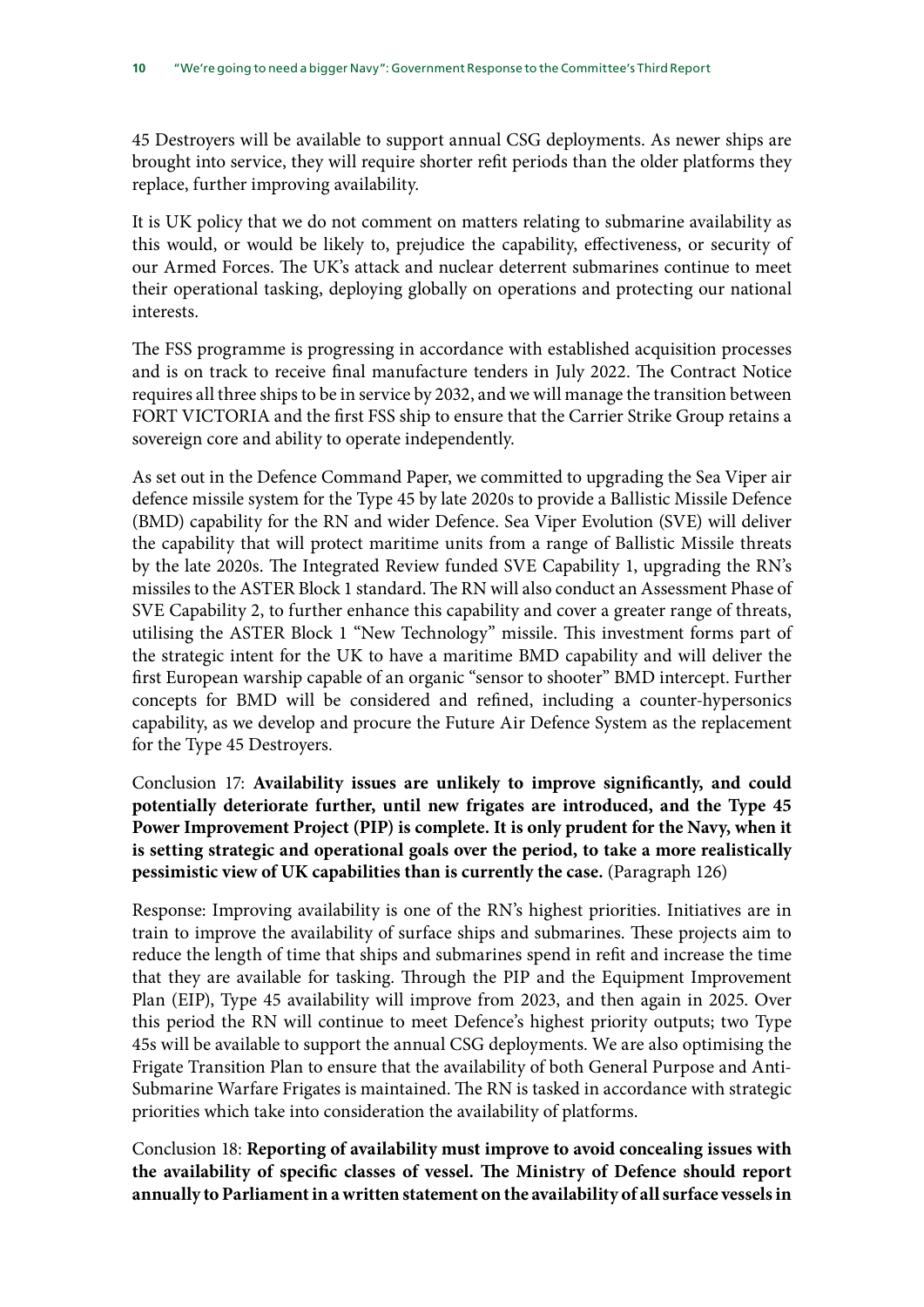45 Destroyers will be available to support annual CSG deployments. As newer ships are brought into service, they will require shorter refit periods than the older platforms they replace, further improving availability.

It is UK policy that we do not comment on matters relating to submarine availability as this would, or would be likely to, prejudice the capability, effectiveness, or security of our Armed Forces. The UK's attack and nuclear deterrent submarines continue to meet their operational tasking, deploying globally on operations and protecting our national interests.

The FSS programme is progressing in accordance with established acquisition processes and is on track to receive final manufacture tenders in July 2022. The Contract Notice requires all three ships to be in service by 2032, and we will manage the transition between FORT VICTORIA and the first FSS ship to ensure that the Carrier Strike Group retains a sovereign core and ability to operate independently.

As set out in the Defence Command Paper, we committed to upgrading the Sea Viper air defence missile system for the Type 45 by late 2020s to provide a Ballistic Missile Defence (BMD) capability for the RN and wider Defence. Sea Viper Evolution (SVE) will deliver the capability that will protect maritime units from a range of Ballistic Missile threats by the late 2020s. The Integrated Review funded SVE Capability 1, upgrading the RN's missiles to the ASTER Block 1 standard. The RN will also conduct an Assessment Phase of SVE Capability 2, to further enhance this capability and cover a greater range of threats, utilising the ASTER Block 1 "New Technology" missile. This investment forms part of the strategic intent for the UK to have a maritime BMD capability and will deliver the first European warship capable of an organic "sensor to shooter" BMD intercept. Further concepts for BMD will be considered and refined, including a counter-hypersonics capability, as we develop and procure the Future Air Defence System as the replacement for the Type 45 Destroyers.

Conclusion 17: **Availability issues are unlikely to improve significantly, and could potentially deteriorate further, until new frigates are introduced, and the Type 45 Power Improvement Project (PIP) is complete. It is only prudent for the Navy, when it is setting strategic and operational goals over the period, to take a more realistically pessimistic view of UK capabilities than is currently the case.** (Paragraph 126)

Response: Improving availability is one of the RN's highest priorities. Initiatives are in train to improve the availability of surface ships and submarines. These projects aim to reduce the length of time that ships and submarines spend in refit and increase the time that they are available for tasking. Through the PIP and the Equipment Improvement Plan (EIP), Type 45 availability will improve from 2023, and then again in 2025. Over this period the RN will continue to meet Defence's highest priority outputs; two Type 45s will be available to support the annual CSG deployments. We are also optimising the Frigate Transition Plan to ensure that the availability of both General Purpose and Anti-Submarine Warfare Frigates is maintained. The RN is tasked in accordance with strategic priorities which take into consideration the availability of platforms.

Conclusion 18: **Reporting of availability must improve to avoid concealing issues with the availability of specific classes of vessel. The Ministry of Defence should report annually to Parliament in a written statement on the availability of all surface vessels in**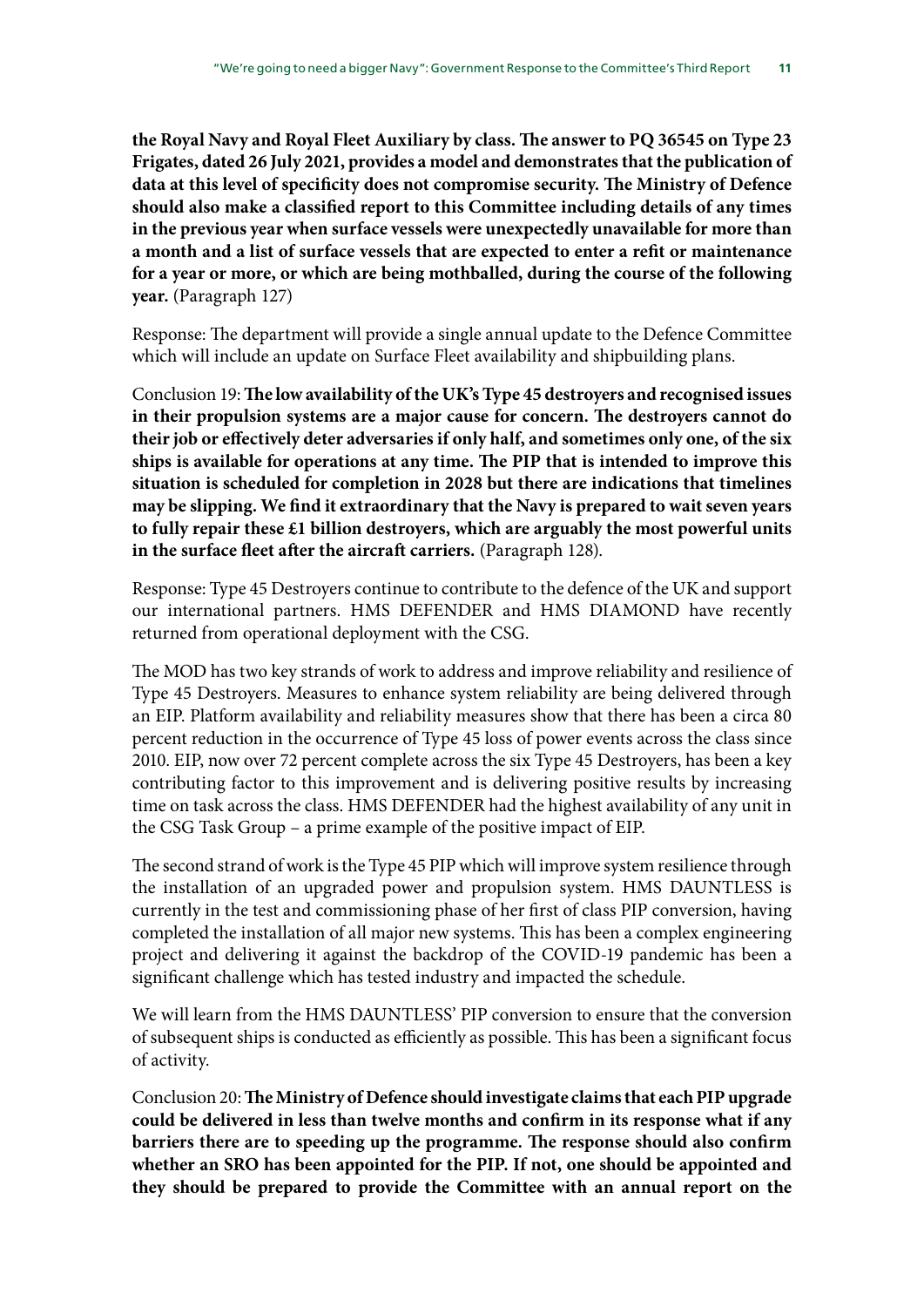**the Royal Navy and Royal Fleet Auxiliary by class. The answer to PQ 36545 on Type 23 Frigates, dated 26 July 2021, provides a model and demonstrates that the publication of data at this level of specificity does not compromise security. The Ministry of Defence should also make a classified report to this Committee including details of any times in the previous year when surface vessels were unexpectedly unavailable for more than a month and a list of surface vessels that are expected to enter a refit or maintenance for a year or more, or which are being mothballed, during the course of the following year.** (Paragraph 127)

Response: The department will provide a single annual update to the Defence Committee which will include an update on Surface Fleet availability and shipbuilding plans.

Conclusion 19: **The low availability of the UK's Type 45 destroyers and recognised issues in their propulsion systems are a major cause for concern. The destroyers cannot do their job or effectively deter adversaries if only half, and sometimes only one, of the six ships is available for operations at any time. The PIP that is intended to improve this situation is scheduled for completion in 2028 but there are indications that timelines may be slipping. We find it extraordinary that the Navy is prepared to wait seven years to fully repair these £1 billion destroyers, which are arguably the most powerful units in the surface fleet after the aircraft carriers.** (Paragraph 128).

Response: Type 45 Destroyers continue to contribute to the defence of the UK and support our international partners. HMS DEFENDER and HMS DIAMOND have recently returned from operational deployment with the CSG.

The MOD has two key strands of work to address and improve reliability and resilience of Type 45 Destroyers. Measures to enhance system reliability are being delivered through an EIP. Platform availability and reliability measures show that there has been a circa 80 percent reduction in the occurrence of Type 45 loss of power events across the class since 2010. EIP, now over 72 percent complete across the six Type 45 Destroyers, has been a key contributing factor to this improvement and is delivering positive results by increasing time on task across the class. HMS DEFENDER had the highest availability of any unit in the CSG Task Group – a prime example of the positive impact of EIP.

The second strand of work is the Type 45 PIP which will improve system resilience through the installation of an upgraded power and propulsion system. HMS DAUNTLESS is currently in the test and commissioning phase of her first of class PIP conversion, having completed the installation of all major new systems. This has been a complex engineering project and delivering it against the backdrop of the COVID-19 pandemic has been a significant challenge which has tested industry and impacted the schedule.

We will learn from the HMS DAUNTLESS' PIP conversion to ensure that the conversion of subsequent ships is conducted as efficiently as possible. This has been a significant focus of activity.

Conclusion 20: **The Ministry of Defence should investigate claims that each PIP upgrade could be delivered in less than twelve months and confirm in its response what if any barriers there are to speeding up the programme. The response should also confirm whether an SRO has been appointed for the PIP. If not, one should be appointed and they should be prepared to provide the Committee with an annual report on the**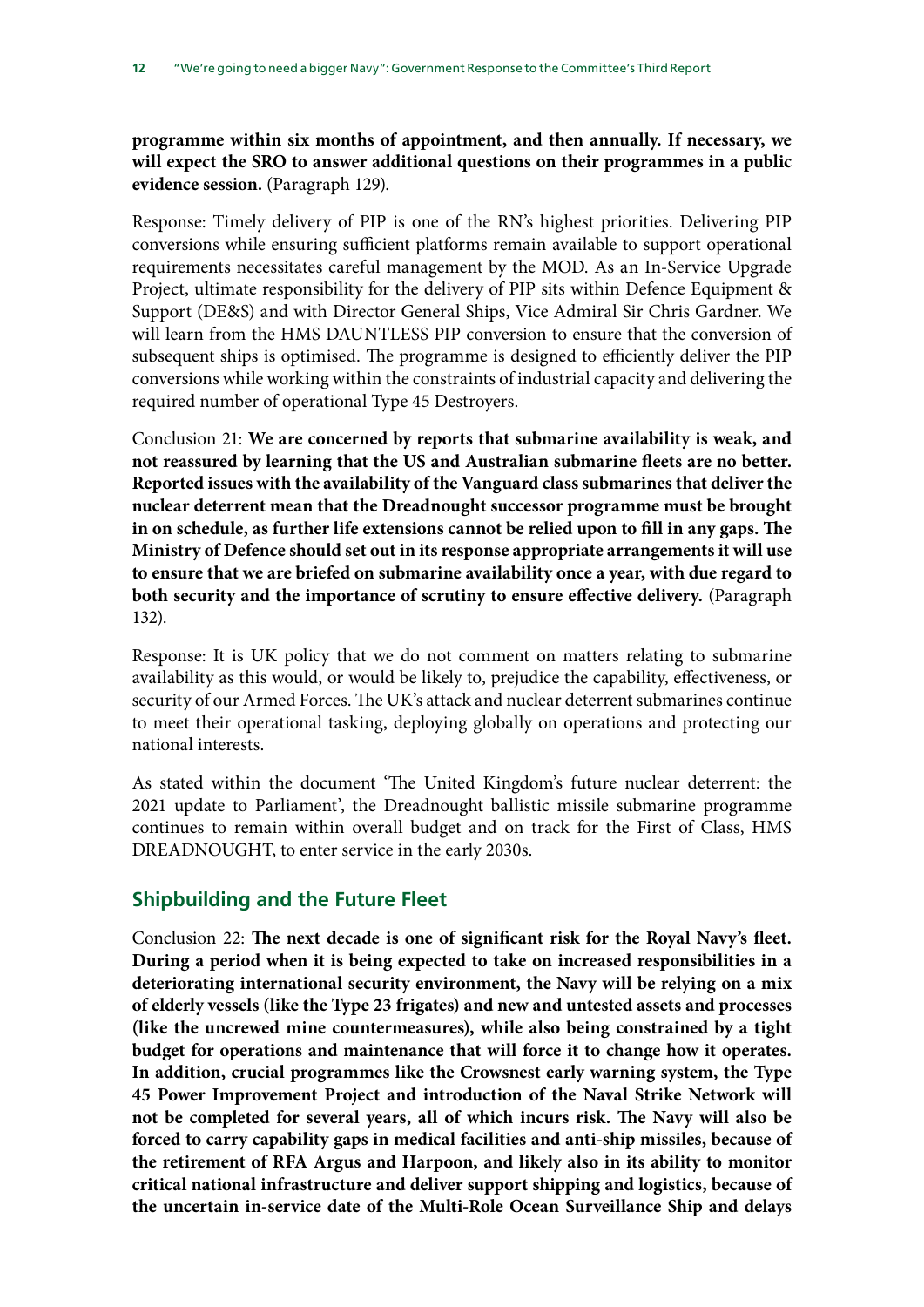**programme within six months of appointment, and then annually. If necessary, we will expect the SRO to answer additional questions on their programmes in a public evidence session.** (Paragraph 129).

Response: Timely delivery of PIP is one of the RN's highest priorities. Delivering PIP conversions while ensuring sufficient platforms remain available to support operational requirements necessitates careful management by the MOD. As an In-Service Upgrade Project, ultimate responsibility for the delivery of PIP sits within Defence Equipment & Support (DE&S) and with Director General Ships, Vice Admiral Sir Chris Gardner. We will learn from the HMS DAUNTLESS PIP conversion to ensure that the conversion of subsequent ships is optimised. The programme is designed to efficiently deliver the PIP conversions while working within the constraints of industrial capacity and delivering the required number of operational Type 45 Destroyers.

Conclusion 21: **We are concerned by reports that submarine availability is weak, and not reassured by learning that the US and Australian submarine fleets are no better. Reported issues with the availability of the Vanguard class submarines that deliver the nuclear deterrent mean that the Dreadnought successor programme must be brought in on schedule, as further life extensions cannot be relied upon to fill in any gaps. The Ministry of Defence should set out in its response appropriate arrangements it will use to ensure that we are briefed on submarine availability once a year, with due regard to both security and the importance of scrutiny to ensure effective delivery.** (Paragraph 132).

Response: It is UK policy that we do not comment on matters relating to submarine availability as this would, or would be likely to, prejudice the capability, effectiveness, or security of our Armed Forces. The UK's attack and nuclear deterrent submarines continue to meet their operational tasking, deploying globally on operations and protecting our national interests.

As stated within the document 'The United Kingdom's future nuclear deterrent: the 2021 update to Parliament', the Dreadnought ballistic missile submarine programme continues to remain within overall budget and on track for the First of Class, HMS DREADNOUGHT, to enter service in the early 2030s.

## Shipbuilding and the Future Fleet

Conclusion 22: **The next decade is one of significant risk for the Royal Navy's fleet. During a period when it is being expected to take on increased responsibilities in a deteriorating international security environment, the Navy will be relying on a mix of elderly vessels (like the Type 23 frigates) and new and untested assets and processes (like the uncrewed mine countermeasures), while also being constrained by a tight budget for operations and maintenance that will force it to change how it operates. In addition, crucial programmes like the Crowsnest early warning system, the Type 45 Power Improvement Project and introduction of the Naval Strike Network will not be completed for several years, all of which incurs risk. The Navy will also be forced to carry capability gaps in medical facilities and anti-ship missiles, because of the retirement of RFA Argus and Harpoon, and likely also in its ability to monitor critical national infrastructure and deliver support shipping and logistics, because of the uncertain in-service date of the Multi-Role Ocean Surveillance Ship and delays**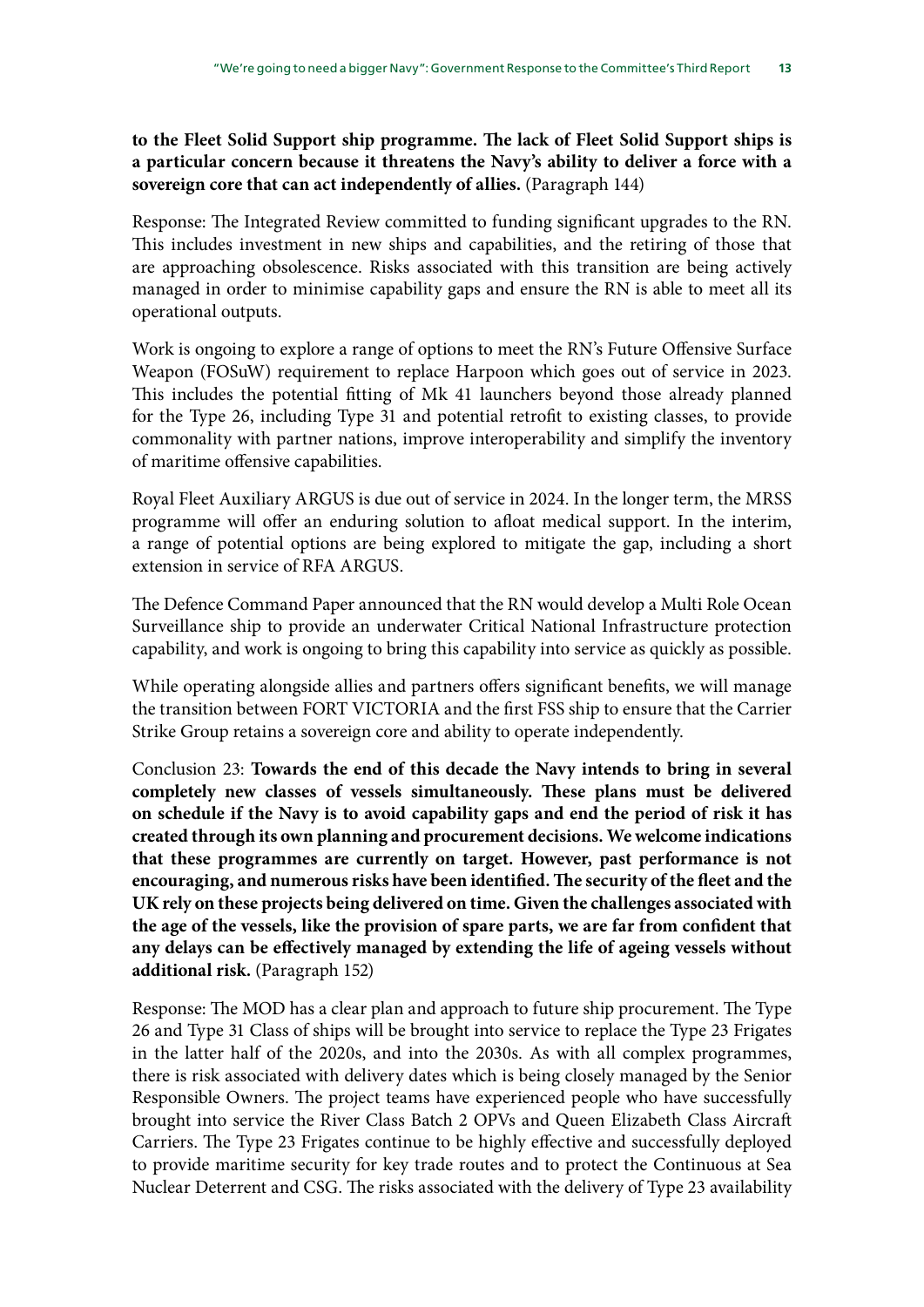**to the Fleet Solid Support ship programme. The lack of Fleet Solid Support ships is a particular concern because it threatens the Navy's ability to deliver a force with a sovereign core that can act independently of allies.** (Paragraph 144)

Response: The Integrated Review committed to funding significant upgrades to the RN. This includes investment in new ships and capabilities, and the retiring of those that are approaching obsolescence. Risks associated with this transition are being actively managed in order to minimise capability gaps and ensure the RN is able to meet all its operational outputs.

Work is ongoing to explore a range of options to meet the RN's Future Offensive Surface Weapon (FOSuW) requirement to replace Harpoon which goes out of service in 2023. This includes the potential fitting of Mk 41 launchers beyond those already planned for the Type 26, including Type 31 and potential retrofit to existing classes, to provide commonality with partner nations, improve interoperability and simplify the inventory of maritime offensive capabilities.

Royal Fleet Auxiliary ARGUS is due out of service in 2024. In the longer term, the MRSS programme will offer an enduring solution to afloat medical support. In the interim, a range of potential options are being explored to mitigate the gap, including a short extension in service of RFA ARGUS.

The Defence Command Paper announced that the RN would develop a Multi Role Ocean Surveillance ship to provide an underwater Critical National Infrastructure protection capability, and work is ongoing to bring this capability into service as quickly as possible.

While operating alongside allies and partners offers significant benefits, we will manage the transition between FORT VICTORIA and the first FSS ship to ensure that the Carrier Strike Group retains a sovereign core and ability to operate independently.

Conclusion 23: **Towards the end of this decade the Navy intends to bring in several completely new classes of vessels simultaneously. These plans must be delivered on schedule if the Navy is to avoid capability gaps and end the period of risk it has created through its own planning and procurement decisions. We welcome indications that these programmes are currently on target. However, past performance is not encouraging, and numerous risks have been identified. The security of the fleet and the UK rely on these projects being delivered on time. Given the challenges associated with the age of the vessels, like the provision of spare parts, we are far from confident that any delays can be effectively managed by extending the life of ageing vessels without additional risk.** (Paragraph 152)

Response: The MOD has a clear plan and approach to future ship procurement. The Type 26 and Type 31 Class of ships will be brought into service to replace the Type 23 Frigates in the latter half of the 2020s, and into the 2030s. As with all complex programmes, there is risk associated with delivery dates which is being closely managed by the Senior Responsible Owners. The project teams have experienced people who have successfully brought into service the River Class Batch 2 OPVs and Queen Elizabeth Class Aircraft Carriers. The Type 23 Frigates continue to be highly effective and successfully deployed to provide maritime security for key trade routes and to protect the Continuous at Sea Nuclear Deterrent and CSG. The risks associated with the delivery of Type 23 availability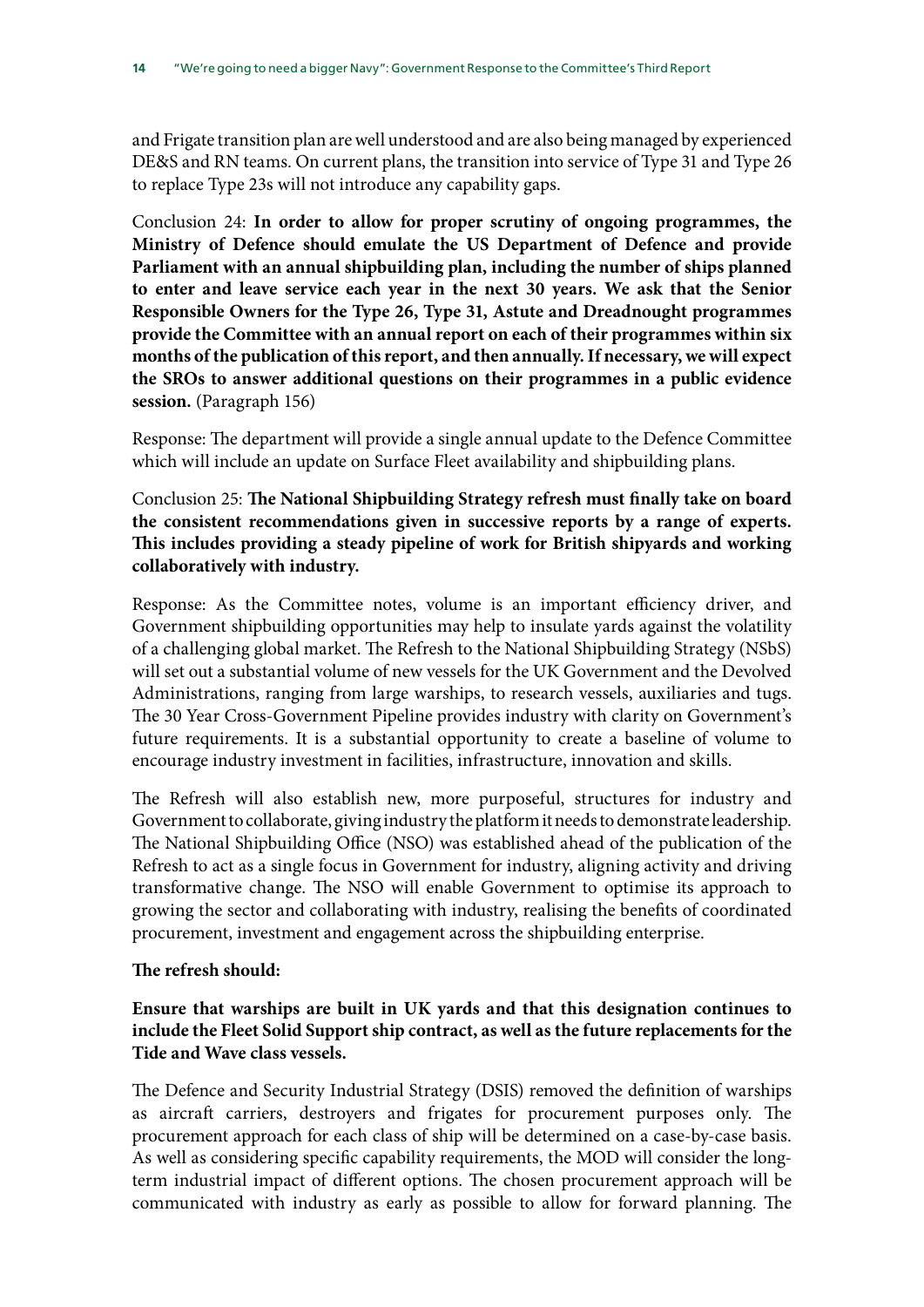and Frigate transition plan are well understood and are also being managed by experienced DE&S and RN teams. On current plans, the transition into service of Type 31 and Type 26 to replace Type 23s will not introduce any capability gaps.

Conclusion 24: **In order to allow for proper scrutiny of ongoing programmes, the Ministry of Defence should emulate the US Department of Defence and provide Parliament with an annual shipbuilding plan, including the number of ships planned to enter and leave service each year in the next 30 years. We ask that the Senior Responsible Owners for the Type 26, Type 31, Astute and Dreadnought programmes provide the Committee with an annual report on each of their programmes within six months of the publication of this report, and then annually. If necessary, we will expect the SROs to answer additional questions on their programmes in a public evidence session.** (Paragraph 156)

Response: The department will provide a single annual update to the Defence Committee which will include an update on Surface Fleet availability and shipbuilding plans.

Conclusion 25: **The National Shipbuilding Strategy refresh must finally take on board the consistent recommendations given in successive reports by a range of experts. This includes providing a steady pipeline of work for British shipyards and working collaboratively with industry.**

Response: As the Committee notes, volume is an important efficiency driver, and Government shipbuilding opportunities may help to insulate yards against the volatility of a challenging global market. The Refresh to the National Shipbuilding Strategy (NSbS) will set out a substantial volume of new vessels for the UK Government and the Devolved Administrations, ranging from large warships, to research vessels, auxiliaries and tugs. The 30 Year Cross-Government Pipeline provides industry with clarity on Government's future requirements. It is a substantial opportunity to create a baseline of volume to encourage industry investment in facilities, infrastructure, innovation and skills.

The Refresh will also establish new, more purposeful, structures for industry and Government to collaborate, giving industry the platform it needs to demonstrate leadership. The National Shipbuilding Office (NSO) was established ahead of the publication of the Refresh to act as a single focus in Government for industry, aligning activity and driving transformative change. The NSO will enable Government to optimise its approach to growing the sector and collaborating with industry, realising the benefits of coordinated procurement, investment and engagement across the shipbuilding enterprise.

**The refresh should:**

**Ensure that warships are built in UK yards and that this designation continues to include the Fleet Solid Support ship contract, as well as the future replacements for the Tide and Wave class vessels.**

The Defence and Security Industrial Strategy (DSIS) removed the definition of warships as aircraft carriers, destroyers and frigates for procurement purposes only. The procurement approach for each class of ship will be determined on a case-by-case basis. As well as considering specific capability requirements, the MOD will consider the long-term industrial impact of different options. The chosen procurement approach will be communicated with industry as early as possible to allow for forward planning. The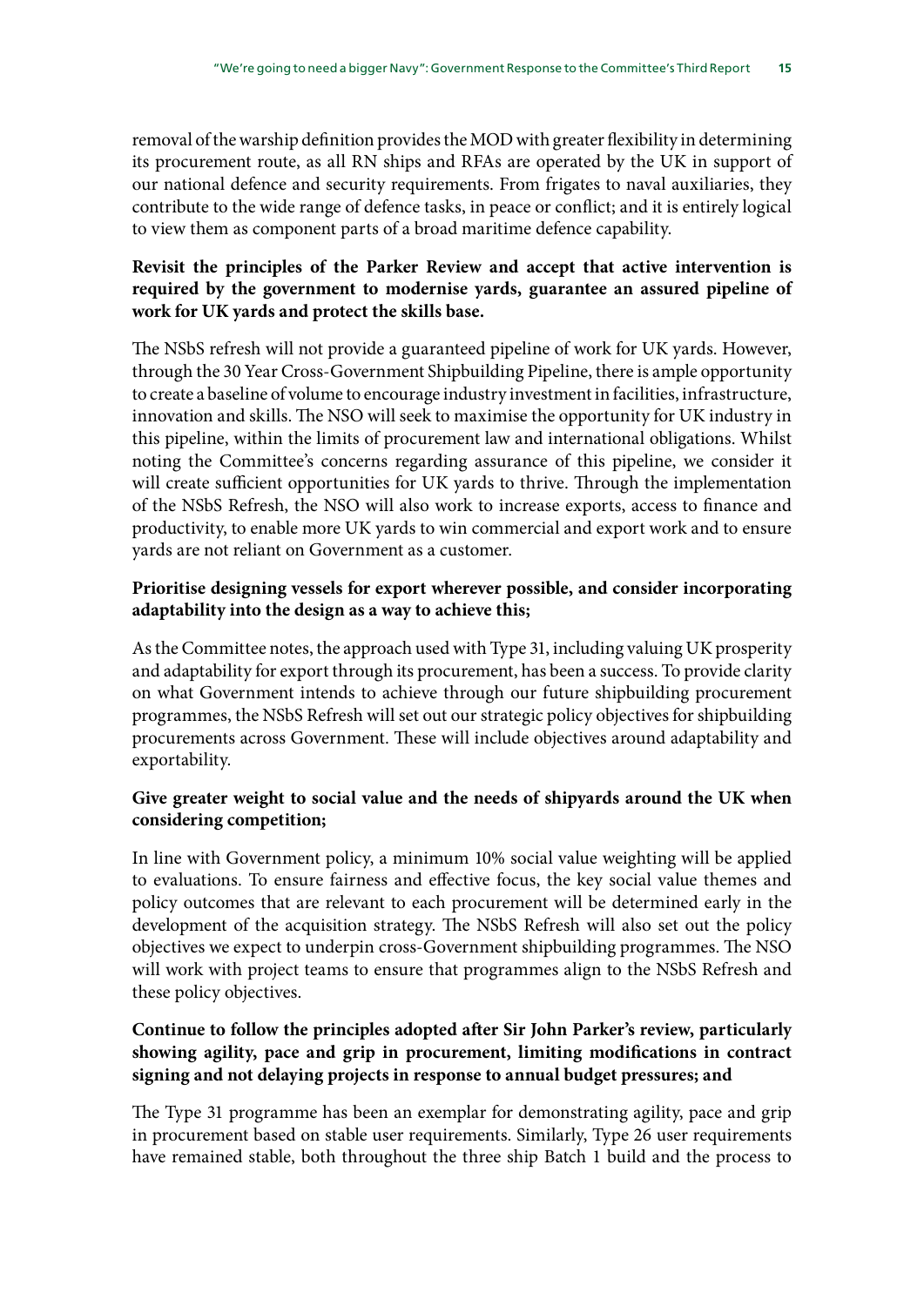removal of the warship definition provides the MOD with greater flexibility in determining its procurement route, as all RN ships and RFAs are operated by the UK in support of our national defence and security requirements. From frigates to naval auxiliaries, they contribute to the wide range of defence tasks, in peace or conflict; and it is entirely logical to view them as component parts of a broad maritime defence capability.

**Revisit the principles of the Parker Review and accept that active intervention is required by the government to modernise yards, guarantee an assured pipeline of work for UK yards and protect the skills base.**

The NSbS refresh will not provide a guaranteed pipeline of work for UK yards. However, through the 30 Year Cross-Government Shipbuilding Pipeline, there is ample opportunity to create a baseline of volume to encourage industry investment in facilities, infrastructure, innovation and skills. The NSO will seek to maximise the opportunity for UK industry in this pipeline, within the limits of procurement law and international obligations. Whilst noting the Committee's concerns regarding assurance of this pipeline, we consider it will create sufficient opportunities for UK yards to thrive. Through the implementation of the NSbS Refresh, the NSO will also work to increase exports, access to finance and productivity, to enable more UK yards to win commercial and export work and to ensure yards are not reliant on Government as a customer.

**Prioritise designing vessels for export wherever possible, and consider incorporating adaptability into the design as a way to achieve this;**

As the Committee notes, the approach used with Type 31, including valuing UK prosperity and adaptability for export through its procurement, has been a success. To provide clarity on what Government intends to achieve through our future shipbuilding procurement programmes, the NSbS Refresh will set out our strategic policy objectives for shipbuilding procurements across Government. These will include objectives around adaptability and exportability.

**Give greater weight to social value and the needs of shipyards around the UK when considering competition;**

In line with Government policy, a minimum 10% social value weighting will be applied to evaluations. To ensure fairness and effective focus, the key social value themes and policy outcomes that are relevant to each procurement will be determined early in the development of the acquisition strategy. The NSbS Refresh will also set out the policy objectives we expect to underpin cross-Government shipbuilding programmes. The NSO will work with project teams to ensure that programmes align to the NSbS Refresh and these policy objectives.

**Continue to follow the principles adopted after Sir John Parker's review, particularly showing agility, pace and grip in procurement, limiting modifications in contract signing and not delaying projects in response to annual budget pressures; and**

The Type 31 programme has been an exemplar for demonstrating agility, pace and grip in procurement based on stable user requirements. Similarly, Type 26 user requirements have remained stable, both throughout the three ship Batch 1 build and the process to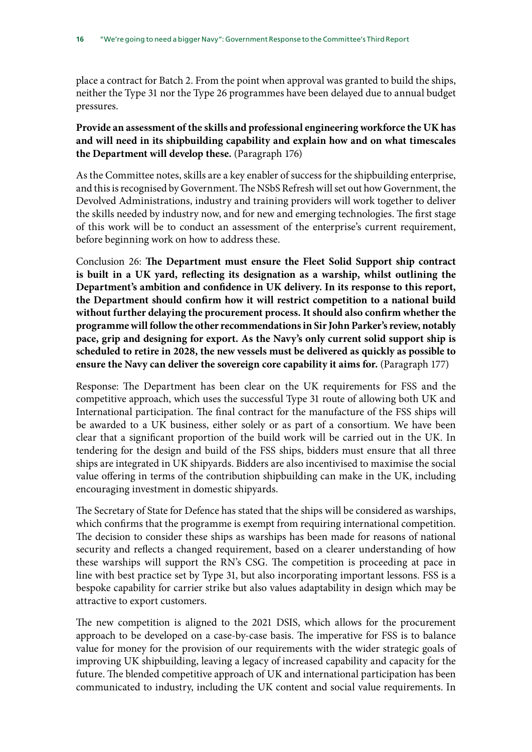place a contract for Batch 2. From the point when approval was granted to build the ships, neither the Type 31 nor the Type 26 programmes have been delayed due to annual budget pressures.

**Provide an assessment of the skills and professional engineering workforce the UK has and will need in its shipbuilding capability and explain how and on what timescales the Department will develop these.** (Paragraph 176)

As the Committee notes, skills are a key enabler of success for the shipbuilding enterprise, and this is recognised by Government. The NSbS Refresh will set out how Government, the Devolved Administrations, industry and training providers will work together to deliver the skills needed by industry now, and for new and emerging technologies. The first stage of this work will be to conduct an assessment of the enterprise's current requirement, before beginning work on how to address these.

Conclusion 26: **The Department must ensure the Fleet Solid Support ship contract is built in a UK yard, reflecting its designation as a warship, whilst outlining the Department's ambition and confidence in UK delivery. In its response to this report, the Department should confirm how it will restrict competition to a national build without further delaying the procurement process. It should also confirm whether the programme will follow the other recommendations in Sir John Parker's review, notably pace, grip and designing for export. As the Navy's only current solid support ship is scheduled to retire in 2028, the new vessels must be delivered as quickly as possible to ensure the Navy can deliver the sovereign core capability it aims for.** (Paragraph 177)

Response: The Department has been clear on the UK requirements for FSS and the competitive approach, which uses the successful Type 31 route of allowing both UK and International participation. The final contract for the manufacture of the FSS ships will be awarded to a UK business, either solely or as part of a consortium. We have been clear that a significant proportion of the build work will be carried out in the UK. In tendering for the design and build of the FSS ships, bidders must ensure that all three ships are integrated in UK shipyards. Bidders are also incentivised to maximise the social value offering in terms of the contribution shipbuilding can make in the UK, including encouraging investment in domestic shipyards.

The Secretary of State for Defence has stated that the ships will be considered as warships, which confirms that the programme is exempt from requiring international competition. The decision to consider these ships as warships has been made for reasons of national security and reflects a changed requirement, based on a clearer understanding of how these warships will support the RN's CSG. The competition is proceeding at pace in line with best practice set by Type 31, but also incorporating important lessons. FSS is a bespoke capability for carrier strike but also values adaptability in design which may be attractive to export customers.

The new competition is aligned to the 2021 DSIS, which allows for the procurement approach to be developed on a case-by-case basis. The imperative for FSS is to balance value for money for the provision of our requirements with the wider strategic goals of improving UK shipbuilding, leaving a legacy of increased capability and capacity for the future. The blended competitive approach of UK and international participation has been communicated to industry, including the UK content and social value requirements. In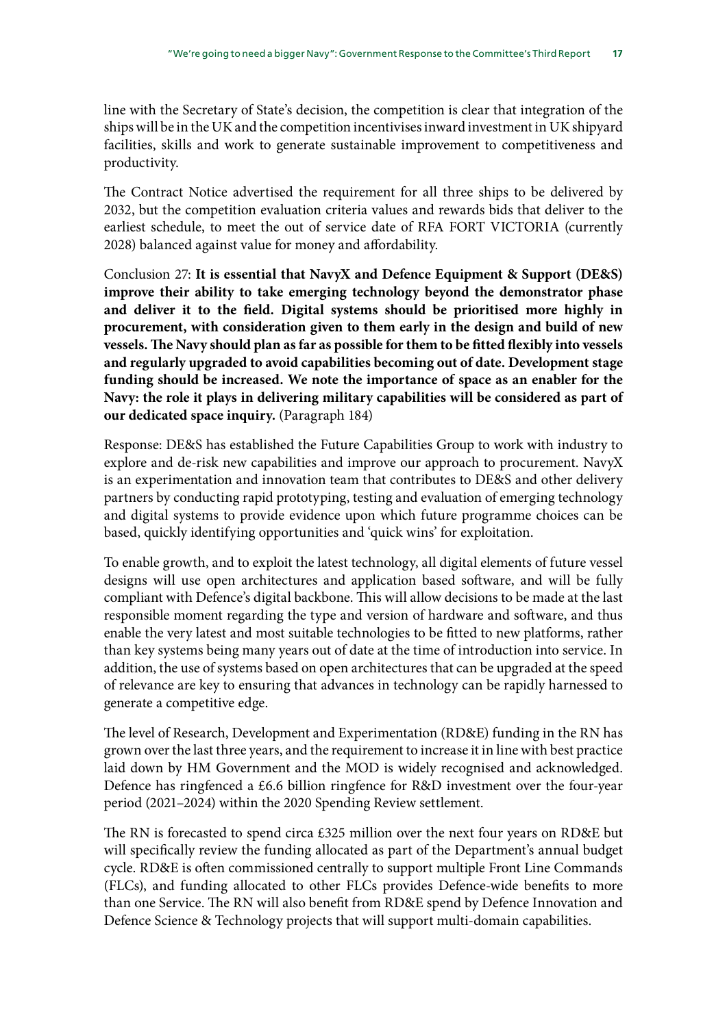line with the Secretary of State's decision, the competition is clear that integration of the ships will be in the UK and the competition incentivises inward investment in UK shipyard facilities, skills and work to generate sustainable improvement to competitiveness and productivity.

The Contract Notice advertised the requirement for all three ships to be delivered by 2032, but the competition evaluation criteria values and rewards bids that deliver to the earliest schedule, to meet the out of service date of RFA FORT VICTORIA (currently 2028) balanced against value for money and affordability.

Conclusion 27: **It is essential that NavyX and Defence Equipment & Support (DE&S) improve their ability to take emerging technology beyond the demonstrator phase and deliver it to the field. Digital systems should be prioritised more highly in procurement, with consideration given to them early in the design and build of new vessels. The Navy should plan as far as possible for them to be fitted flexibly into vessels and regularly upgraded to avoid capabilities becoming out of date. Development stage funding should be increased. We note the importance of space as an enabler for the Navy: the role it plays in delivering military capabilities will be considered as part of our dedicated space inquiry.** (Paragraph 184)

Response: DE&S has established the Future Capabilities Group to work with industry to explore and de-risk new capabilities and improve our approach to procurement. NavyX is an experimentation and innovation team that contributes to DE&S and other delivery partners by conducting rapid prototyping, testing and evaluation of emerging technology and digital systems to provide evidence upon which future programme choices can be based, quickly identifying opportunities and 'quick wins' for exploitation.

To enable growth, and to exploit the latest technology, all digital elements of future vessel designs will use open architectures and application based software, and will be fully compliant with Defence's digital backbone. This will allow decisions to be made at the last responsible moment regarding the type and version of hardware and software, and thus enable the very latest and most suitable technologies to be fitted to new platforms, rather than key systems being many years out of date at the time of introduction into service. In addition, the use of systems based on open architectures that can be upgraded at the speed of relevance are key to ensuring that advances in technology can be rapidly harnessed to generate a competitive edge.

The level of Research, Development and Experimentation (RD&E) funding in the RN has grown over the last three years, and the requirement to increase it in line with best practice laid down by HM Government and the MOD is widely recognised and acknowledged. Defence has ringfenced a £6.6 billion ringfence for R&D investment over the four-year period (2021–2024) within the 2020 Spending Review settlement.

The RN is forecasted to spend circa £325 million over the next four years on RD&E but will specifically review the funding allocated as part of the Department's annual budget cycle. RD&E is often commissioned centrally to support multiple Front Line Commands (FLCs), and funding allocated to other FLCs provides Defence-wide benefits to more than one Service. The RN will also benefit from RD&E spend by Defence Innovation and Defence Science & Technology projects that will support multi-domain capabilities.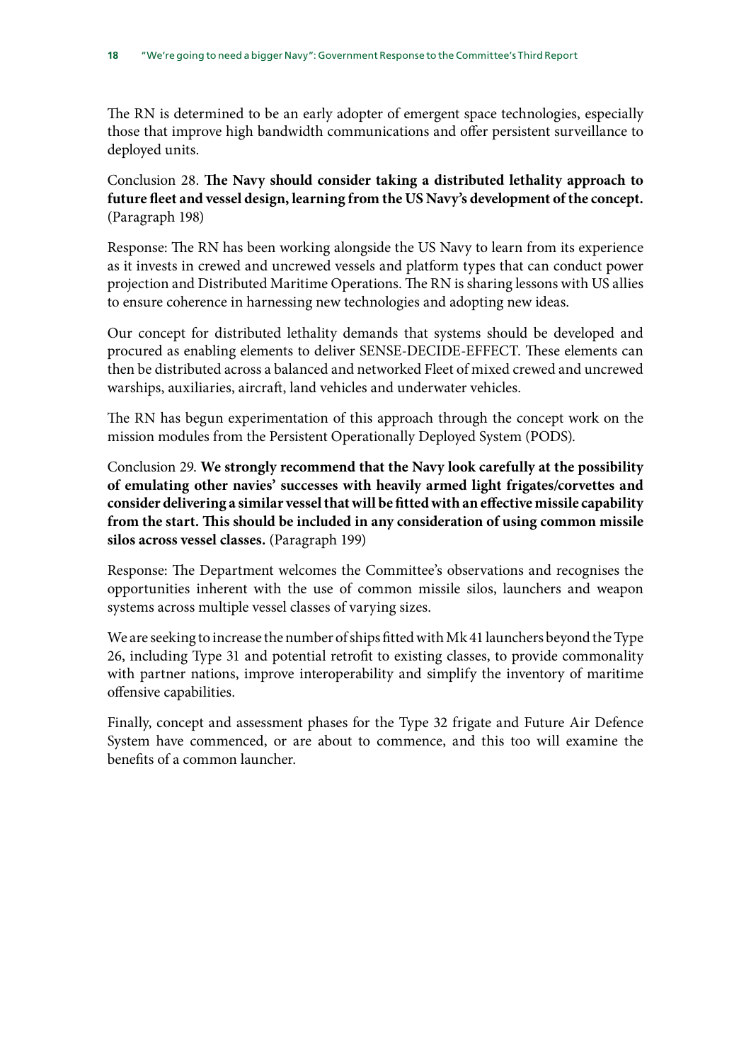The RN is determined to be an early adopter of emergent space technologies, especially those that improve high bandwidth communications and offer persistent surveillance to deployed units.

Conclusion 28. **The Navy should consider taking a distributed lethality approach to future fleet and vessel design, learning from the US Navy's development of the concept.** (Paragraph 198)

Response: The RN has been working alongside the US Navy to learn from its experience as it invests in crewed and uncrewed vessels and platform types that can conduct power projection and Distributed Maritime Operations. The RN is sharing lessons with US allies to ensure coherence in harnessing new technologies and adopting new ideas.

Our concept for distributed lethality demands that systems should be developed and procured as enabling elements to deliver SENSE-DECIDE-EFFECT. These elements can then be distributed across a balanced and networked Fleet of mixed crewed and uncrewed warships, auxiliaries, aircraft, land vehicles and underwater vehicles.

The RN has begun experimentation of this approach through the concept work on the mission modules from the Persistent Operationally Deployed System (PODS).

Conclusion 29. **We strongly recommend that the Navy look carefully at the possibility of emulating other navies' successes with heavily armed light frigates/corvettes and consider delivering a similar vessel that will be fitted with an effective missile capability from the start. This should be included in any consideration of using common missile silos across vessel classes.** (Paragraph 199)

Response: The Department welcomes the Committee's observations and recognises the opportunities inherent with the use of common missile silos, launchers and weapon systems across multiple vessel classes of varying sizes.

We are seeking to increase the number of ships fitted with Mk 41 launchers beyond the Type 26, including Type 31 and potential retrofit to existing classes, to provide commonality with partner nations, improve interoperability and simplify the inventory of maritime offensive capabilities.

Finally, concept and assessment phases for the Type 32 frigate and Future Air Defence System have commenced, or are about to commence, and this too will examine the benefits of a common launcher.